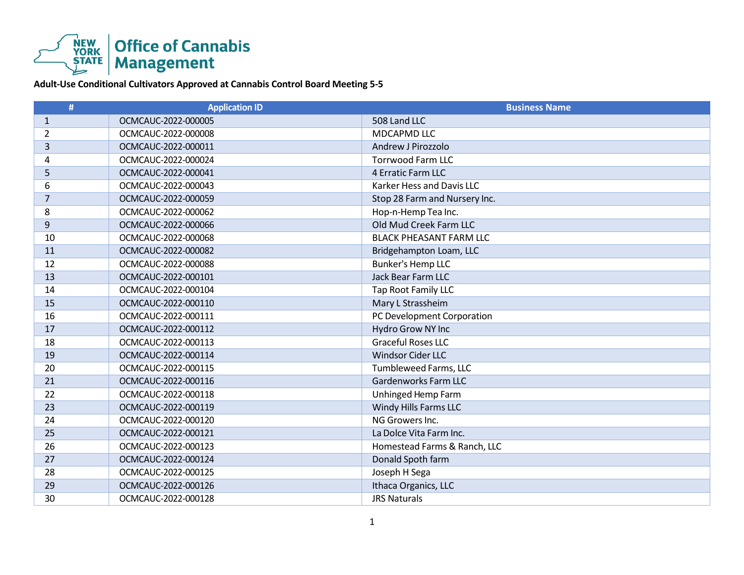# Office of Cannabis Management

**Adult-Use Conditional Cultivators Approved at Cannabis Control Board Meeting 5-5**

| # | Application ID | Business Name |
|---|---|---|
| 1 | OCMCAUC-2022-000005 | 508 Land LLC |
| 2 | OCMCAUC-2022-000008 | MDCAPMD LLC |
| 3 | OCMCAUC-2022-000011 | Andrew J Pirozzolo |
| 4 | OCMCAUC-2022-000024 | Torrwood Farm LLC |
| 5 | OCMCAUC-2022-000041 | 4 Erratic Farm LLC |
| 6 | OCMCAUC-2022-000043 | Karker Hess and Davis LLC |
| 7 | OCMCAUC-2022-000059 | Stop 28 Farm and Nursery Inc. |
| 8 | OCMCAUC-2022-000062 | Hop-n-Hemp Tea Inc. |
| 9 | OCMCAUC-2022-000066 | Old Mud Creek Farm LLC |
| 10 | OCMCAUC-2022-000068 | BLACK PHEASANT FARM LLC |
| 11 | OCMCAUC-2022-000082 | Bridgehampton Loam, LLC |
| 12 | OCMCAUC-2022-000088 | Bunker's Hemp LLC |
| 13 | OCMCAUC-2022-000101 | Jack Bear Farm LLC |
| 14 | OCMCAUC-2022-000104 | Tap Root Family LLC |
| 15 | OCMCAUC-2022-000110 | Mary L Strassheim |
| 16 | OCMCAUC-2022-000111 | PC Development Corporation |
| 17 | OCMCAUC-2022-000112 | Hydro Grow NY Inc |
| 18 | OCMCAUC-2022-000113 | Graceful Roses LLC |
| 19 | OCMCAUC-2022-000114 | Windsor Cider LLC |
| 20 | OCMCAUC-2022-000115 | Tumbleweed Farms, LLC |
| 21 | OCMCAUC-2022-000116 | Gardenworks Farm LLC |
| 22 | OCMCAUC-2022-000118 | Unhinged Hemp Farm |
| 23 | OCMCAUC-2022-000119 | Windy Hills Farms LLC |
| 24 | OCMCAUC-2022-000120 | NG Growers Inc. |
| 25 | OCMCAUC-2022-000121 | La Dolce Vita Farm Inc. |
| 26 | OCMCAUC-2022-000123 | Homestead Farms & Ranch, LLC |
| 27 | OCMCAUC-2022-000124 | Donald Spoth farm |
| 28 | OCMCAUC-2022-000125 | Joseph H Sega |
| 29 | OCMCAUC-2022-000126 | Ithaca Organics, LLC |
| 30 | OCMCAUC-2022-000128 | JRS Naturals |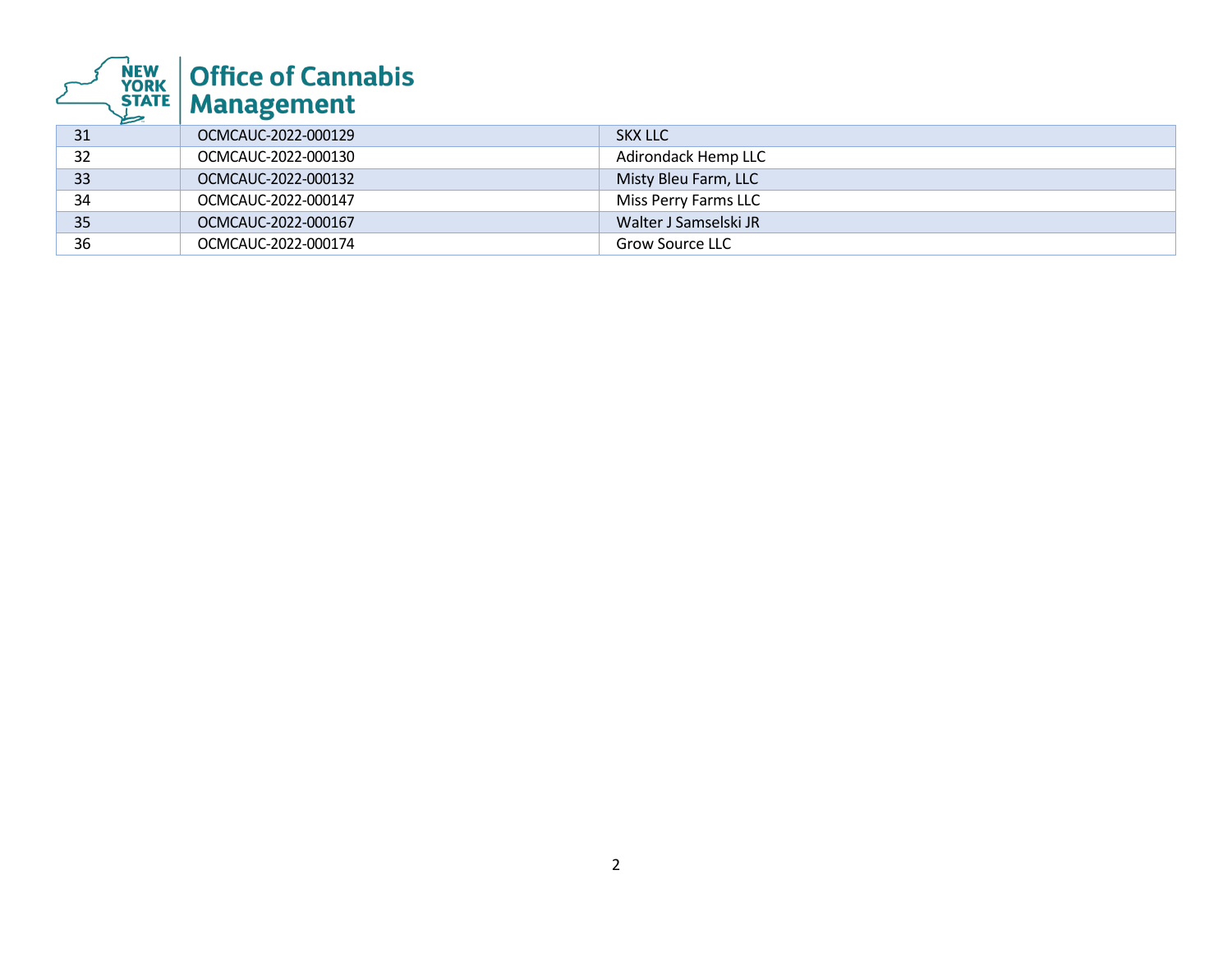| | | |
|---|---|---|
| 31 | OCMCAUC-2022-000129 | SKX LLC |
| 32 | OCMCAUC-2022-000130 | Adirondack Hemp LLC |
| 33 | OCMCAUC-2022-000132 | Misty Bleu Farm, LLC |
| 34 | OCMCAUC-2022-000147 | Miss Perry Farms LLC |
| 35 | OCMCAUC-2022-000167 | Walter J Samselski JR |
| 36 | OCMCAUC-2022-000174 | Grow Source LLC |